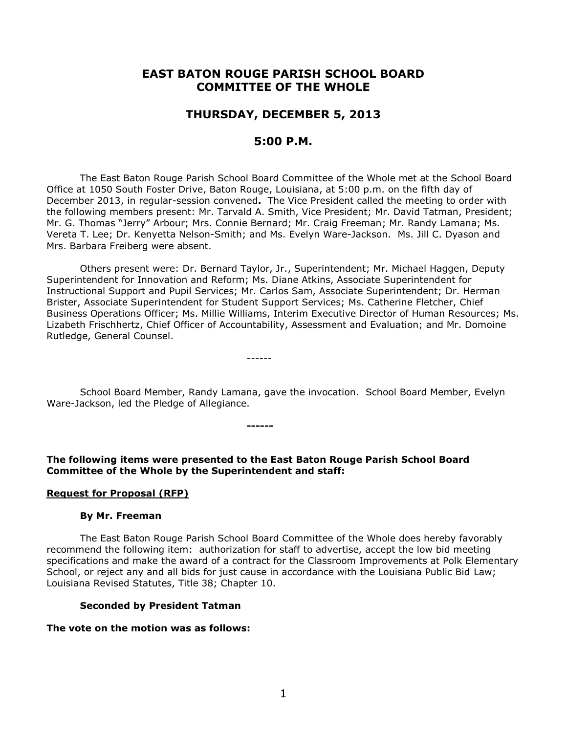# EAST BATON ROUGE PARISH SCHOOL BOARD COMMITTEE OF THE WHOLE

## THURSDAY, DECEMBER 5, 2013

## 5:00 P.M.

The East Baton Rouge Parish School Board Committee of the Whole met at the School Board Office at 1050 South Foster Drive, Baton Rouge, Louisiana, at 5:00 p.m. on the fifth day of December 2013, in regular-session convened**.** The Vice President called the meeting to order with the following members present: Mr. Tarvald A. Smith, Vice President; Mr. David Tatman, President; Mr. G. Thomas "Jerry" Arbour; Mrs. Connie Bernard; Mr. Craig Freeman; Mr. Randy Lamana; Ms. Vereta T. Lee; Dr. Kenyetta Nelson-Smith; and Ms. Evelyn Ware-Jackson. Ms. Jill C. Dyason and Mrs. Barbara Freiberg were absent.

Others present were: Dr. Bernard Taylor, Jr., Superintendent; Mr. Michael Haggen, Deputy Superintendent for Innovation and Reform; Ms. Diane Atkins, Associate Superintendent for Instructional Support and Pupil Services; Mr. Carlos Sam, Associate Superintendent; Dr. Herman Brister, Associate Superintendent for Student Support Services; Ms. Catherine Fletcher, Chief Business Operations Officer; Ms. Millie Williams, Interim Executive Director of Human Resources; Ms. Lizabeth Frischhertz, Chief Officer of Accountability, Assessment and Evaluation; and Mr. Domoine Rutledge, General Counsel.

------

School Board Member, Randy Lamana, gave the invocation. School Board Member, Evelyn Ware-Jackson, led the Pledge of Allegiance.

**------**

**The following items were presented to the East Baton Rouge Parish School Board Committee of the Whole by the Superintendent and staff:**

**Request for Proposal (RFP)**

**By Mr. Freeman**

The East Baton Rouge Parish School Board Committee of the Whole does hereby favorably recommend the following item: authorization for staff to advertise, accept the low bid meeting specifications and make the award of a contract for the Classroom Improvements at Polk Elementary School, or reject any and all bids for just cause in accordance with the Louisiana Public Bid Law; Louisiana Revised Statutes, Title 38; Chapter 10.

**Seconded by President Tatman**

**The vote on the motion was as follows:**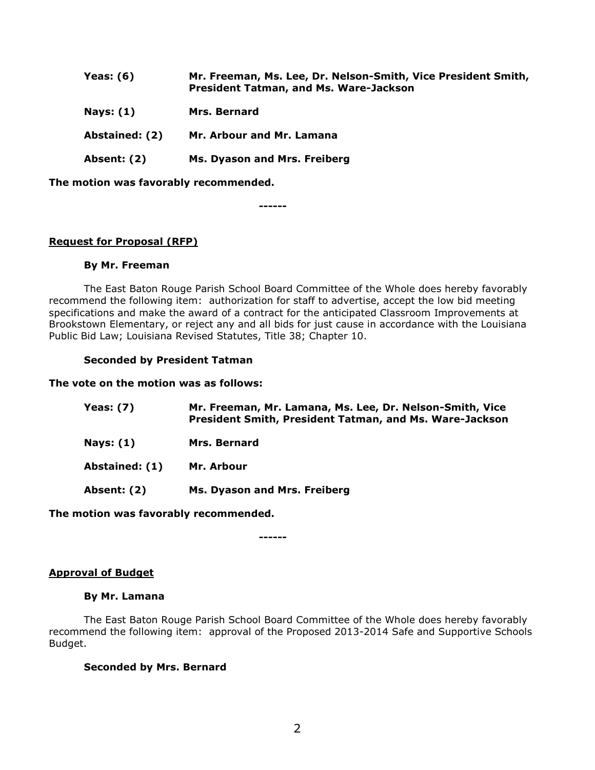**Yeas: (6)** **Mr. Freeman, Ms. Lee, Dr. Nelson-Smith, Vice President Smith, President Tatman, and Ms. Ware-Jackson**

**Nays: (1)** **Mrs. Bernard**

**Abstained: (2)** **Mr. Arbour and Mr. Lamana**

**Absent: (2)** **Ms. Dyason and Mrs. Freiberg**

**The motion was favorably recommended.**

**------**

**<u>Request for Proposal (RFP)</u>**

**By Mr. Freeman**

The East Baton Rouge Parish School Board Committee of the Whole does hereby favorably recommend the following item: authorization for staff to advertise, accept the low bid meeting specifications and make the award of a contract for the anticipated Classroom Improvements at Brookstown Elementary, or reject any and all bids for just cause in accordance with the Louisiana Public Bid Law; Louisiana Revised Statutes, Title 38; Chapter 10.

**Seconded by President Tatman**

**The vote on the motion was as follows:**

**Yeas: (7)** **Mr. Freeman, Mr. Lamana, Ms. Lee, Dr. Nelson-Smith, Vice President Smith, President Tatman, and Ms. Ware-Jackson**

**Nays: (1)** **Mrs. Bernard**

**Abstained: (1)** **Mr. Arbour**

**Absent: (2)** **Ms. Dyason and Mrs. Freiberg**

**The motion was favorably recommended.**

**------**

**<u>Approval of Budget</u>**

**By Mr. Lamana**

The East Baton Rouge Parish School Board Committee of the Whole does hereby favorably recommend the following item: approval of the Proposed 2013-2014 Safe and Supportive Schools Budget.

**Seconded by Mrs. Bernard**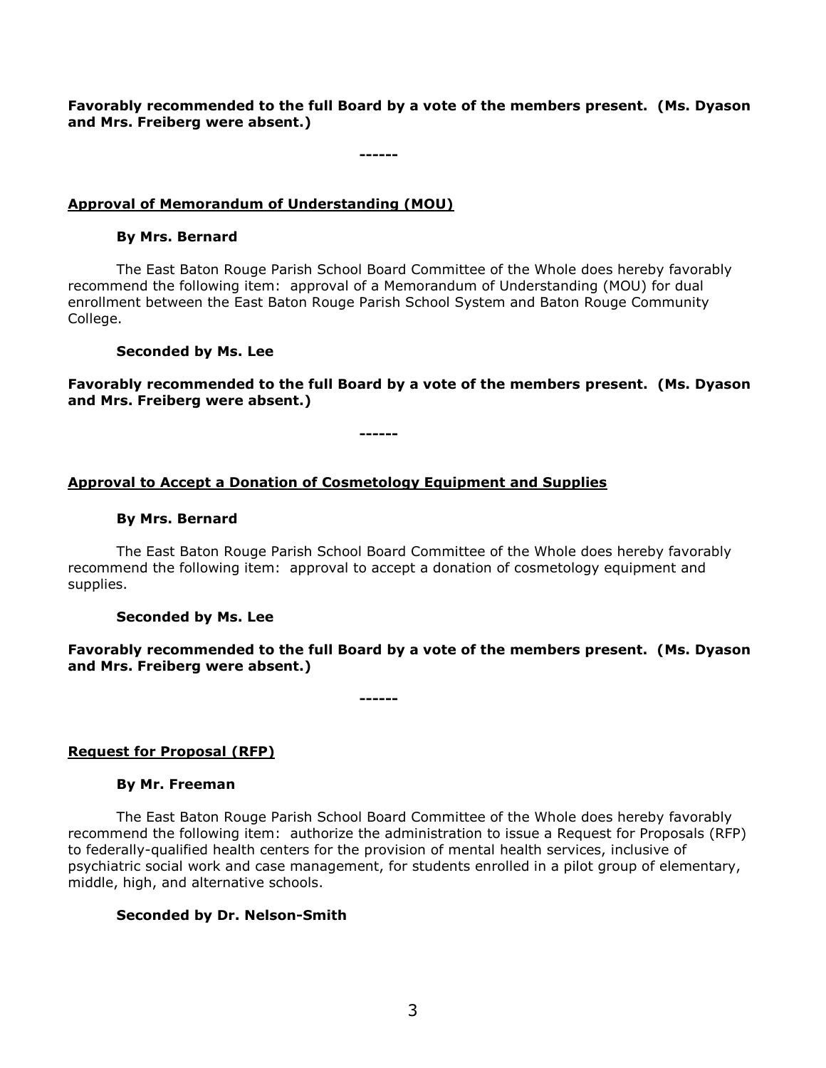**Favorably recommended to the full Board by a vote of the members present. (Ms. Dyason and Mrs. Freiberg were absent.)**

**------**

**Approval of Memorandum of Understanding (MOU)**

**By Mrs. Bernard**

The East Baton Rouge Parish School Board Committee of the Whole does hereby favorably recommend the following item: approval of a Memorandum of Understanding (MOU) for dual enrollment between the East Baton Rouge Parish School System and Baton Rouge Community College.

**Seconded by Ms. Lee**

**Favorably recommended to the full Board by a vote of the members present. (Ms. Dyason and Mrs. Freiberg were absent.)**

**------**

**Approval to Accept a Donation of Cosmetology Equipment and Supplies**

**By Mrs. Bernard**

The East Baton Rouge Parish School Board Committee of the Whole does hereby favorably recommend the following item: approval to accept a donation of cosmetology equipment and supplies.

**Seconded by Ms. Lee**

**Favorably recommended to the full Board by a vote of the members present. (Ms. Dyason and Mrs. Freiberg were absent.)**

**------**

**Request for Proposal (RFP)**

**By Mr. Freeman**

The East Baton Rouge Parish School Board Committee of the Whole does hereby favorably recommend the following item: authorize the administration to issue a Request for Proposals (RFP) to federally-qualified health centers for the provision of mental health services, inclusive of psychiatric social work and case management, for students enrolled in a pilot group of elementary, middle, high, and alternative schools.

**Seconded by Dr. Nelson-Smith**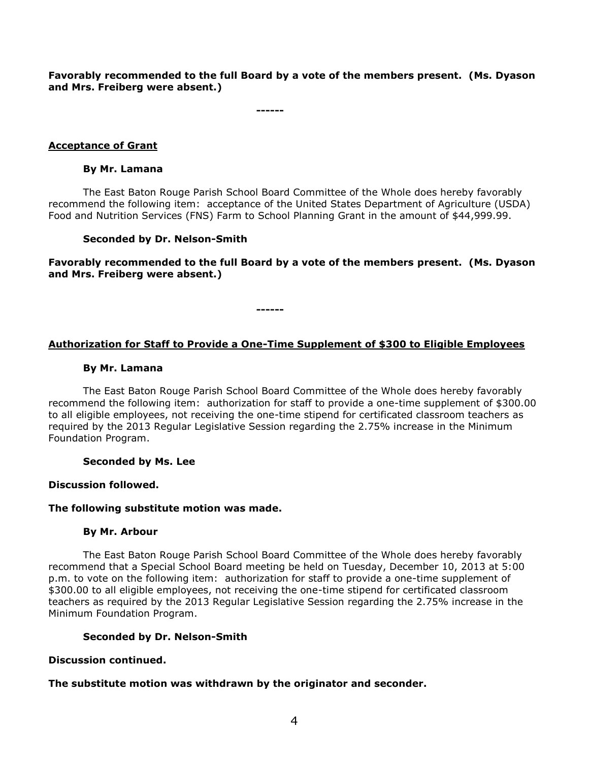**Favorably recommended to the full Board by a vote of the members present. (Ms. Dyason and Mrs. Freiberg were absent.)**

------

**Acceptance of Grant**

**By Mr. Lamana**

The East Baton Rouge Parish School Board Committee of the Whole does hereby favorably recommend the following item: acceptance of the United States Department of Agriculture (USDA) Food and Nutrition Services (FNS) Farm to School Planning Grant in the amount of $44,999.99.

**Seconded by Dr. Nelson-Smith**

**Favorably recommended to the full Board by a vote of the members present. (Ms. Dyason and Mrs. Freiberg were absent.)**

------

**Authorization for Staff to Provide a One-Time Supplement of $300 to Eligible Employees**

**By Mr. Lamana**

The East Baton Rouge Parish School Board Committee of the Whole does hereby favorably recommend the following item: authorization for staff to provide a one-time supplement of $300.00 to all eligible employees, not receiving the one-time stipend for certificated classroom teachers as required by the 2013 Regular Legislative Session regarding the 2.75% increase in the Minimum Foundation Program.

**Seconded by Ms. Lee**

**Discussion followed.**

**The following substitute motion was made.**

**By Mr. Arbour**

The East Baton Rouge Parish School Board Committee of the Whole does hereby favorably recommend that a Special School Board meeting be held on Tuesday, December 10, 2013 at 5:00 p.m. to vote on the following item: authorization for staff to provide a one-time supplement of $300.00 to all eligible employees, not receiving the one-time stipend for certificated classroom teachers as required by the 2013 Regular Legislative Session regarding the 2.75% increase in the Minimum Foundation Program.

**Seconded by Dr. Nelson-Smith**

**Discussion continued.**

**The substitute motion was withdrawn by the originator and seconder.**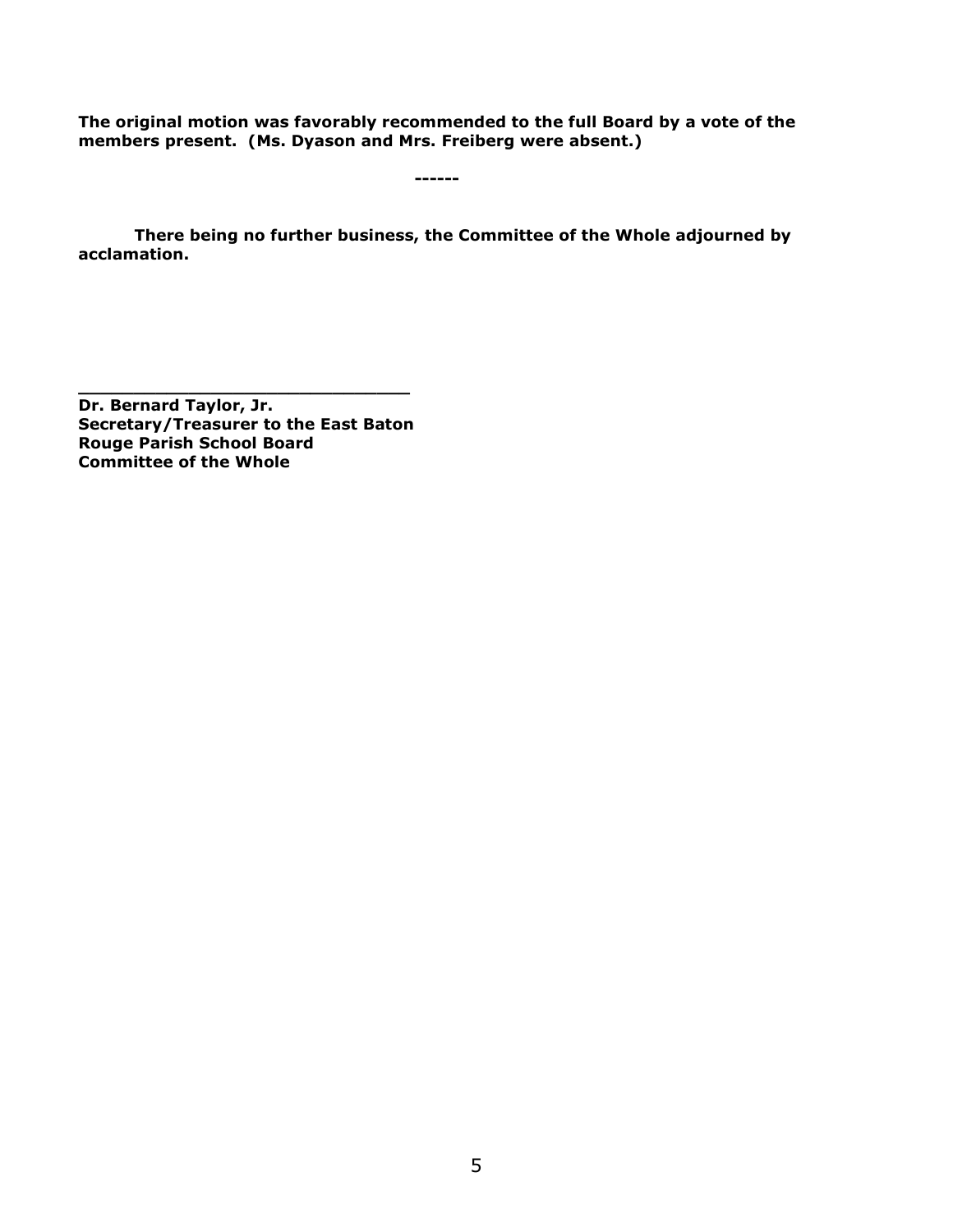**The original motion was favorably recommended to the full Board by a vote of the members present. (Ms. Dyason and Mrs. Freiberg were absent.)**

**------**

**There being no further business, the Committee of the Whole adjourned by acclamation.**

**________________________________**
**Dr. Bernard Taylor, Jr.**
**Secretary/Treasurer to the East Baton Rouge Parish School Board**
**Committee of the Whole**